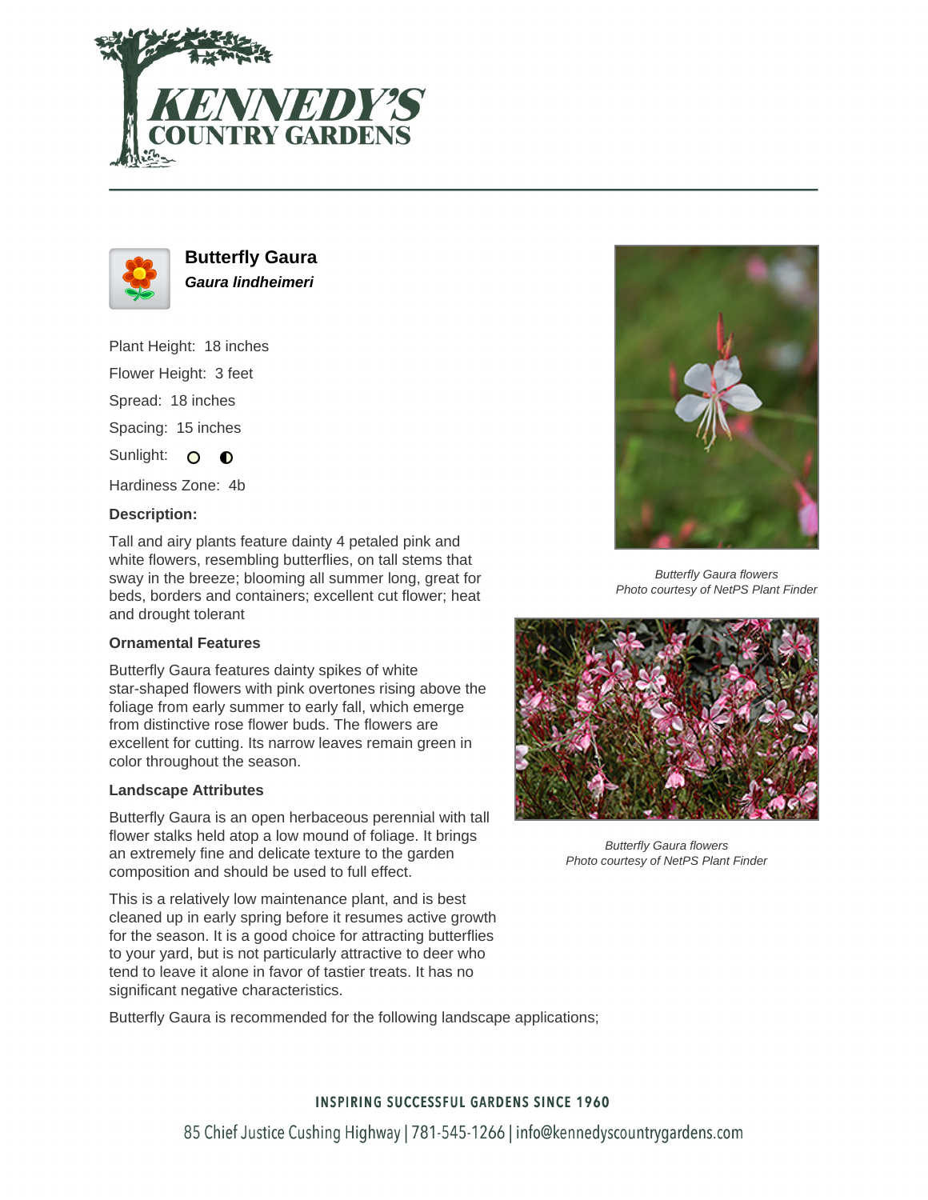# Kennedy's Country Gardens

## Butterfly Gaura
***Gaura lindheimeri***

Plant Height: 18 inches

Flower Height: 3 feet

Spread: 18 inches

Spacing: 15 inches

Sunlight:

Hardiness Zone: 4b

**Description:**

Tall and airy plants feature dainty 4 petaled pink and white flowers, resembling butterflies, on tall stems that sway in the breeze; blooming all summer long, great for beds, borders and containers; excellent cut flower; heat and drought tolerant

### Ornamental Features

Butterfly Gaura features dainty spikes of white star-shaped flowers with pink overtones rising above the foliage from early summer to early fall, which emerge from distinctive rose flower buds. The flowers are excellent for cutting. Its narrow leaves remain green in color throughout the season.

### Landscape Attributes

Butterfly Gaura is an open herbaceous perennial with tall flower stalks held atop a low mound of foliage. It brings an extremely fine and delicate texture to the garden composition and should be used to full effect.

This is a relatively low maintenance plant, and is best cleaned up in early spring before it resumes active growth for the season. It is a good choice for attracting butterflies to your yard, but is not particularly attractive to deer who tend to leave it alone in favor of tastier treats. It has no significant negative characteristics.

Butterfly Gaura is recommended for the following landscape applications;

*Butterfly Gaura flowers*
*Photo courtesy of NetPS Plant Finder*

*Butterfly Gaura flowers*
*Photo courtesy of NetPS Plant Finder*

INSPIRING SUCCESSFUL GARDENS SINCE 1960

85 Chief Justice Cushing Highway | 781-545-1266 | info@kennedyscountrygardens.com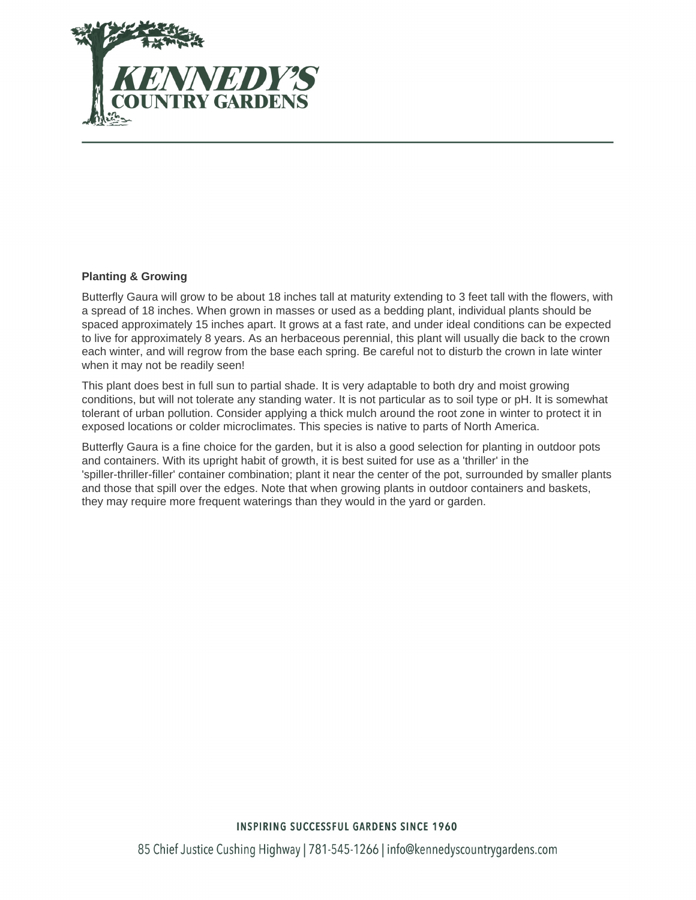**Planting & Growing**

Butterfly Gaura will grow to be about 18 inches tall at maturity extending to 3 feet tall with the flowers, with a spread of 18 inches. When grown in masses or used as a bedding plant, individual plants should be spaced approximately 15 inches apart. It grows at a fast rate, and under ideal conditions can be expected to live for approximately 8 years. As an herbaceous perennial, this plant will usually die back to the crown each winter, and will regrow from the base each spring. Be careful not to disturb the crown in late winter when it may not be readily seen!

This plant does best in full sun to partial shade. It is very adaptable to both dry and moist growing conditions, but will not tolerate any standing water. It is not particular as to soil type or pH. It is somewhat tolerant of urban pollution. Consider applying a thick mulch around the root zone in winter to protect it in exposed locations or colder microclimates. This species is native to parts of North America.

Butterfly Gaura is a fine choice for the garden, but it is also a good selection for planting in outdoor pots and containers. With its upright habit of growth, it is best suited for use as a 'thriller' in the 'spiller-thriller-filler' container combination; plant it near the center of the pot, surrounded by smaller plants and those that spill over the edges. Note that when growing plants in outdoor containers and baskets, they may require more frequent waterings than they would in the yard or garden.